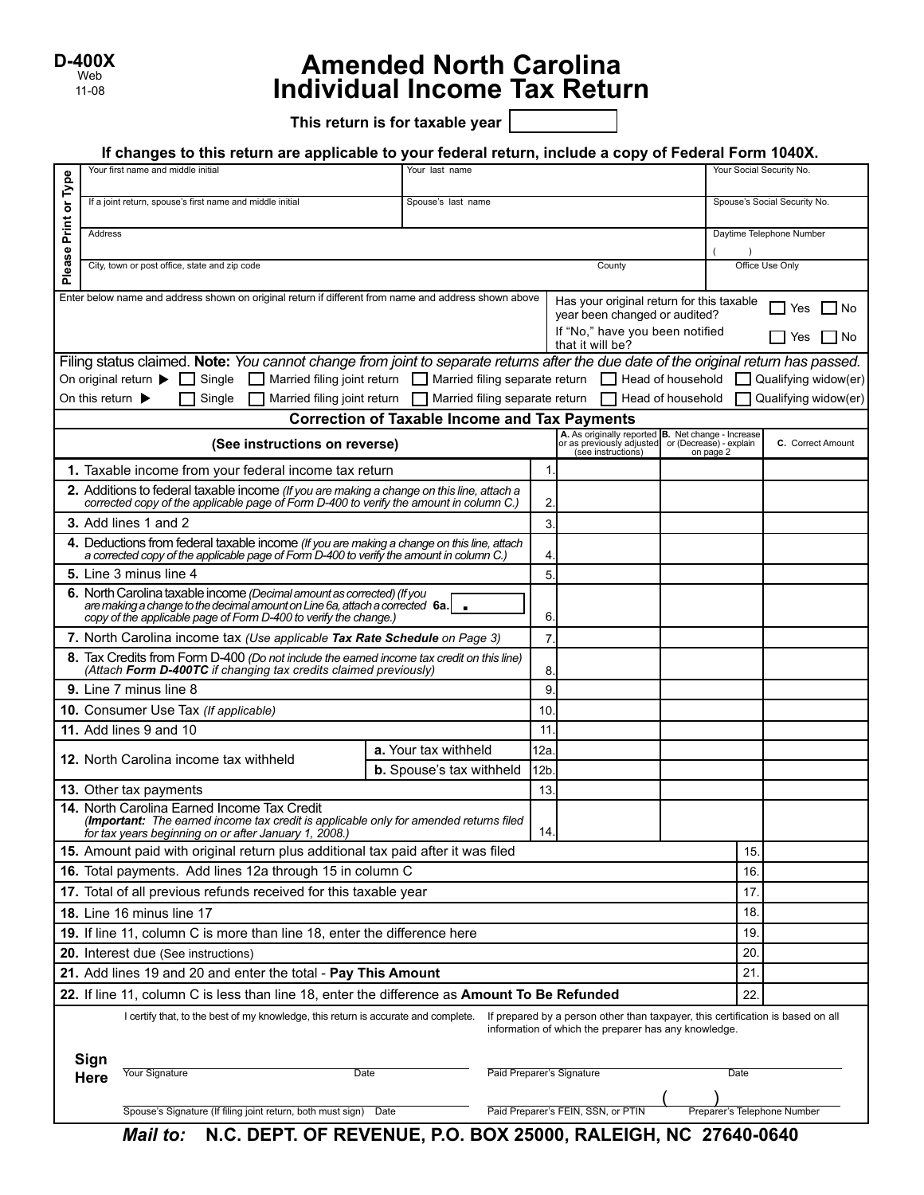D-400X
Web
11-08

# Amended North Carolina Individual Income Tax Return

**This return is for taxable year** ____________

**If changes to this return are applicable to your federal return, include a copy of Federal Form 1040X.**

Please Print or Type

| Your first name and middle initial | Your last name | Your Social Security No. |
|---|---|---|
| If a joint return, spouse's first name and middle initial | Spouse's last name | Spouse's Social Security No. |
| Address | | Daytime Telephone Number ( ) |
| City, town or post office, state and zip code | County | Office Use Only |

Enter below name and address shown on original return if different from name and address shown above

Has your original return for this taxable year been changed or audited? ☐ Yes ☐ No

If "No," have you been notified that it will be? ☐ Yes ☐ No

Filing status claimed. **Note:** *You cannot change from joint to separate returns after the due date of the original return has passed.*

On original return ▶ ☐ Single ☐ Married filing joint return ☐ Married filing separate return ☐ Head of household ☐ Qualifying widow(er)

On this return ▶ ☐ Single ☐ Married filing joint return ☐ Married filing separate return ☐ Head of household ☐ Qualifying widow(er)

## Correction of Taxable Income and Tax Payments

| (See instructions on reverse) | | | A. As originally reported or as previously adjusted (see instructions) | B. Net change - Increase or (Decrease) - explain on page 2 | C. Correct Amount |
|---|---|---|---|---|---|
| **1.** Taxable income from your federal income tax return | | 1. | | | |
| **2.** Additions to federal taxable income *(If you are making a change on this line, attach a corrected copy of the applicable page of Form D-400 to verify the amount in column C.)* | | 2. | | | |
| **3.** Add lines 1 and 2 | | 3. | | | |
| **4.** Deductions from federal taxable income *(If you are making a change on this line, attach a corrected copy of the applicable page of Form D-400 to verify the amount in column C.)* | | 4. | | | |
| **5.** Line 3 minus line 4 | | 5. | | | |
| **6.** North Carolina taxable income *(Decimal amount as corrected) (If you are making a change to the decimal amount on Line 6a, attach a corrected copy of the applicable page of Form D-400 to verify the change.)* **6a.** . | | 6. | | | |
| **7.** North Carolina income tax *(Use applicable **Tax Rate Schedule** on Page 3)* | | 7. | | | |
| **8.** Tax Credits from Form D-400 *(Do not include the earned income tax credit on this line) (Attach **Form D-400TC** if changing tax credits claimed previously)* | | 8. | | | |
| **9.** Line 7 minus line 8 | | 9. | | | |
| **10.** Consumer Use Tax *(If applicable)* | | 10. | | | |
| **11.** Add lines 9 and 10 | | 11. | | | |
| **12.** North Carolina income tax withheld | **a.** Your tax withheld | 12a. | | | |
| | **b.** Spouse's tax withheld | 12b. | | | |
| **13.** Other tax payments | | 13. | | | |
| **14.** North Carolina Earned Income Tax Credit *(**Important:** The earned income tax credit is applicable only for amended returns filed for tax years beginning on or after January 1, 2008.)* | | 14. | | | |

| | | |
|---|---|---|
| **15.** Amount paid with original return plus additional tax paid after it was filed | 15. | |
| **16.** Total payments. Add lines 12a through 15 in column C | 16. | |
| **17.** Total of all previous refunds received for this taxable year | 17. | |
| **18.** Line 16 minus line 17 | 18. | |
| **19.** If line 11, column C is more than line 18, enter the difference here | 19. | |
| **20.** Interest due (See instructions) | 20. | |
| **21.** Add lines 19 and 20 and enter the total - **Pay This Amount** | 21. | |
| **22.** If line 11, column C is less than line 18, enter the difference as **Amount To Be Refunded** | 22. | |

I certify that, to the best of my knowledge, this return is accurate and complete.

If prepared by a person other than taxpayer, this certification is based on all information of which the preparer has any knowledge.

**Sign Here**

Your Signature ____ Date ____

Spouse's Signature (If filing joint return, both must sign) ____ Date ____

Paid Preparer's Signature ____ Date ____

Paid Preparer's FEIN, SSN, or PTIN ____ ( ) Preparer's Telephone Number ____

***Mail to:*** **N.C. DEPT. OF REVENUE, P.O. BOX 25000, RALEIGH, NC 27640-0640**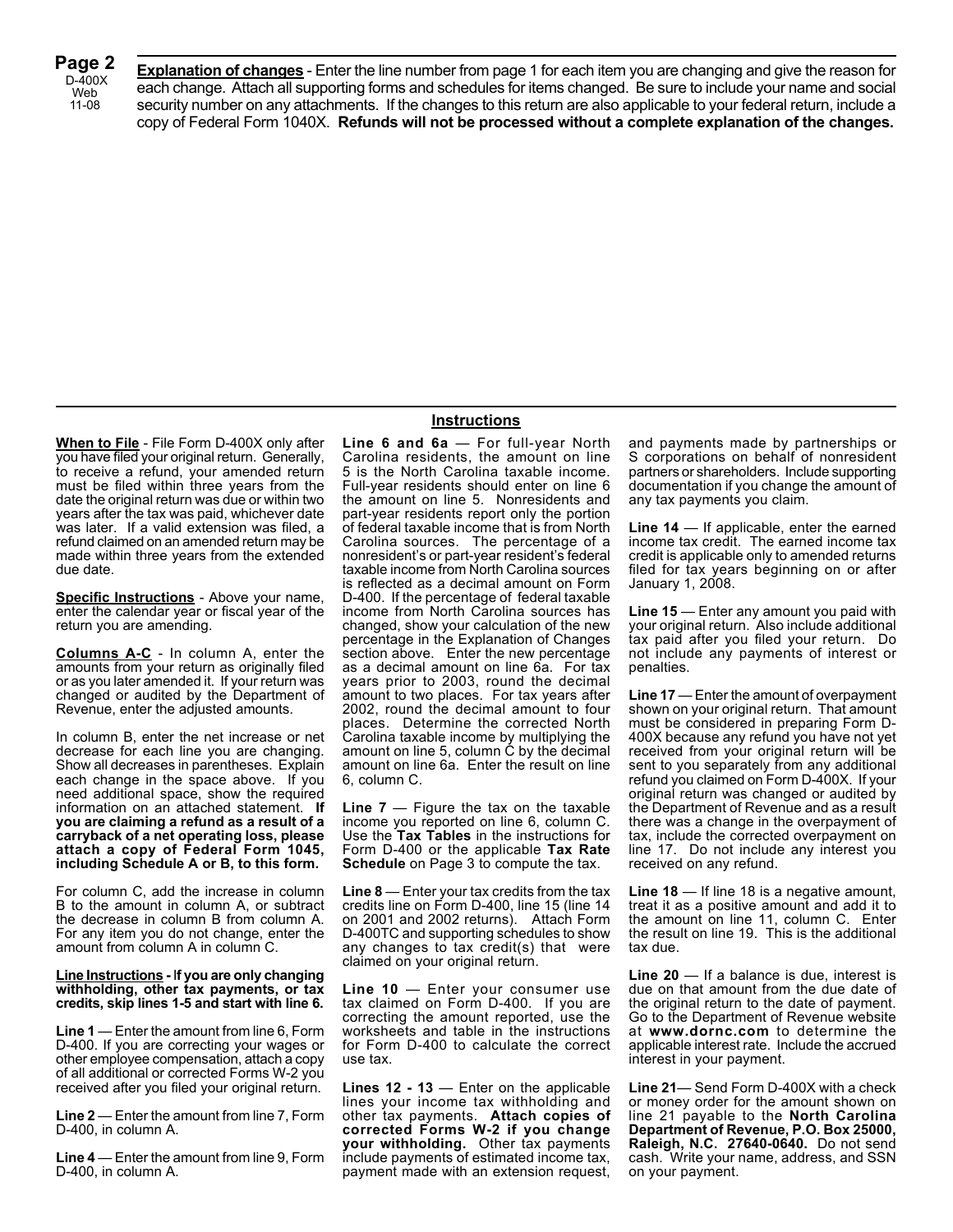**Explanation of changes** - Enter the line number from page 1 for each item you are changing and give the reason for each change. Attach all supporting forms and schedules for items changed. Be sure to include your name and social security number on any attachments. If the changes to this return are also applicable to your federal return, include a copy of Federal Form 1040X. **Refunds will not be processed without a complete explanation of the changes.**

## Instructions

**When to File** - File Form D-400X only after you have filed your original return. Generally, to receive a refund, your amended return must be filed within three years from the date the original return was due or within two years after the tax was paid, whichever date was later. If a valid extension was filed, a refund claimed on an amended return may be made within three years from the extended due date.

**Specific Instructions** - Above your name, enter the calendar year or fiscal year of the return you are amending.

**Columns A-C** - In column A, enter the amounts from your return as originally filed or as you later amended it. If your return was changed or audited by the Department of Revenue, enter the adjusted amounts.

In column B, enter the net increase or net decrease for each line you are changing. Show all decreases in parentheses. Explain each change in the space above. If you need additional space, show the required information on an attached statement. **If you are claiming a refund as a result of a carryback of a net operating loss, please attach a copy of Federal Form 1045, including Schedule A or B, to this form.**

For column C, add the increase in column B to the amount in column A, or subtract the decrease in column B from column A. For any item you do not change, enter the amount from column A in column C.

**Line Instructions - If you are only changing withholding, other tax payments, or tax credits, skip lines 1-5 and start with line 6.**

**Line 1** — Enter the amount from line 6, Form D-400. If you are correcting your wages or other employee compensation, attach a copy of all additional or corrected Forms W-2 you received after you filed your original return.

**Line 2** — Enter the amount from line 7, Form D-400, in column A.

**Line 4** — Enter the amount from line 9, Form D-400, in column A.

**Line 6 and 6a** — For full-year North Carolina residents, the amount on line 5 is the North Carolina taxable income. Full-year residents should enter on line 6 the amount on line 5. Nonresidents and part-year residents report only the portion of federal taxable income that is from North Carolina sources. The percentage of a nonresident's or part-year resident's federal taxable income from North Carolina sources is reflected as a decimal amount on Form D-400. If the percentage of federal taxable income from North Carolina sources has changed, show your calculation of the new percentage in the Explanation of Changes section above. Enter the new percentage as a decimal amount on line 6a. For tax years prior to 2003, round the decimal amount to two places. For tax years after 2002, round the decimal amount to four places. Determine the corrected North Carolina taxable income by multiplying the amount on line 5, column C by the decimal amount on line 6a. Enter the result on line 6, column C.

**Line 7** — Figure the tax on the taxable income you reported on line 6, column C. Use the **Tax Tables** in the instructions for Form D-400 or the applicable **Tax Rate Schedule** on Page 3 to compute the tax.

**Line 8** — Enter your tax credits from the tax credits line on Form D-400, line 15 (line 14 on 2001 and 2002 returns). Attach Form D-400TC and supporting schedules to show any changes to tax credit(s) that were claimed on your original return.

**Line 10** — Enter your consumer use tax claimed on Form D-400. If you are correcting the amount reported, use the worksheets and table in the instructions for Form D-400 to calculate the correct use tax.

**Lines 12 - 13** — Enter on the applicable lines your income tax withholding and other tax payments. **Attach copies of corrected Forms W-2 if you change your withholding.** Other tax payments include payments of estimated income tax, payment made with an extension request, and payments made by partnerships or S corporations on behalf of nonresident partners or shareholders. Include supporting documentation if you change the amount of any tax payments you claim.

**Line 14** — If applicable, enter the earned income tax credit. The earned income tax credit is applicable only to amended returns filed for tax years beginning on or after January 1, 2008.

**Line 15** — Enter any amount you paid with your original return. Also include additional tax paid after you filed your return. Do not include any payments of interest or penalties.

**Line 17** — Enter the amount of overpayment shown on your original return. That amount must be considered in preparing Form D-400X because any refund you have not yet received from your original return will be sent to you separately from any additional refund you claimed on Form D-400X. If your original return was changed or audited by the Department of Revenue and as a result there was a change in the overpayment of tax, include the corrected overpayment on line 17. Do not include any interest you received on any refund.

**Line 18** — If line 18 is a negative amount, treat it as a positive amount and add it to the amount on line 11, column C. Enter the result on line 19. This is the additional tax due.

**Line 20** — If a balance is due, interest is due on that amount from the due date of the original return to the date of payment. Go to the Department of Revenue website at **www.dornc.com** to determine the applicable interest rate. Include the accrued interest in your payment.

**Line 21**— Send Form D-400X with a check or money order for the amount shown on line 21 payable to the **North Carolina Department of Revenue, P.O. Box 25000, Raleigh, N.C. 27640-0640.** Do not send cash. Write your name, address, and SSN on your payment.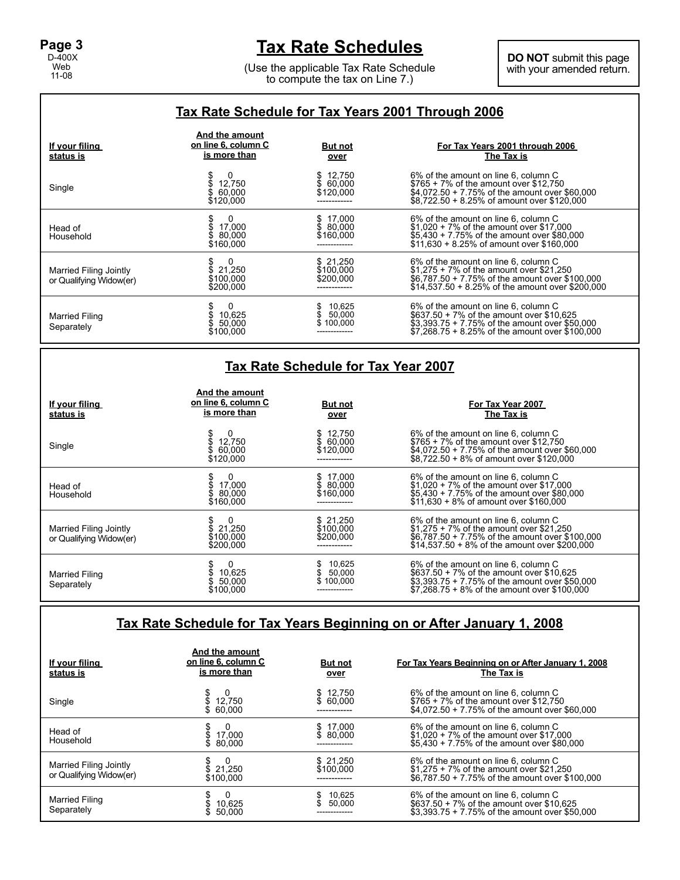# Tax Rate Schedules

(Use the applicable Tax Rate Schedule to compute the tax on Line 7.)

**DO NOT** submit this page with your amended return.

## Tax Rate Schedule for Tax Years 2001 Through 2006

| If your filing status is | And the amount on line 6, column C is more than | But not over | For Tax Years 2001 through 2006 The Tax is |
|---|---|---|---|
| Single | $ 0 | $ 12,750 | 6% of the amount on line 6, column C |
| | $ 12,750 | $ 60,000 | $765 + 7% of the amount over $12,750 |
| | $ 60,000 | $120,000 | $4,072.50 + 7.75% of the amount over $60,000 |
| | $120,000 | ------------ | $8,722.50 + 8.25% of amount over $120,000 |
| Head of Household | $ 0 | $ 17,000 | 6% of the amount on line 6, column C |
| | $ 17,000 | $ 80,000 | $1,020 + 7% of the amount over $17,000 |
| | $ 80,000 | $160,000 | $5,430 + 7.75% of the amount over $80,000 |
| | $160,000 | ------------ | $11,630 + 8.25% of amount over $160,000 |
| Married Filing Jointly or Qualifying Widow(er) | $ 0 | $ 21,250 | 6% of the amount on line 6, column C |
| | $ 21,250 | $100,000 | $1,275 + 7% of the amount over $21,250 |
| | $100,000 | $200,000 | $6,787.50 + 7.75% of the amount over $100,000 |
| | $200,000 | ------------ | $14,537.50 + 8.25% of the amount over $200,000 |
| Married Filing Separately | $ 0 | $ 10,625 | 6% of the amount on line 6, column C |
| | $ 10,625 | $ 50,000 | $637.50 + 7% of the amount over $10,625 |
| | $ 50,000 | $ 100,000 | $3,393.75 + 7.75% of the amount over $50,000 |
| | $100,000 | ------------ | $7,268.75 + 8.25% of the amount over $100,000 |

## Tax Rate Schedule for Tax Year 2007

| If your filing status is | And the amount on line 6, column C is more than | But not over | For Tax Year 2007 The Tax is |
|---|---|---|---|
| Single | $ 0 | $ 12,750 | 6% of the amount on line 6, column C |
| | $ 12,750 | $ 60,000 | $765 + 7% of the amount over $12,750 |
| | $ 60,000 | $120,000 | $4,072.50 + 7.75% of the amount over $60,000 |
| | $120,000 | ------------ | $8,722.50 + 8% of amount over $120,000 |
| Head of Household | $ 0 | $ 17,000 | 6% of the amount on line 6, column C |
| | $ 17,000 | $ 80,000 | $1,020 + 7% of the amount over $17,000 |
| | $ 80,000 | $160,000 | $5,430 + 7.75% of the amount over $80,000 |
| | $160,000 | ------------ | $11,630 + 8% of amount over $160,000 |
| Married Filing Jointly or Qualifying Widow(er) | $ 0 | $ 21,250 | 6% of the amount on line 6, column C |
| | $ 21,250 | $100,000 | $1,275 + 7% of the amount over $21,250 |
| | $100,000 | $200,000 | $6,787.50 + 7.75% of the amount over $100,000 |
| | $200,000 | ------------ | $14,537.50 + 8% of the amount over $200,000 |
| Married Filing Separately | $ 0 | $ 10,625 | 6% of the amount on line 6, column C |
| | $ 10,625 | $ 50,000 | $637.50 + 7% of the amount over $10,625 |
| | $ 50,000 | $ 100,000 | $3,393.75 + 7.75% of the amount over $50,000 |
| | $100,000 | ------------ | $7,268.75 + 8% of the amount over $100,000 |

## Tax Rate Schedule for Tax Years Beginning on or After January 1, 2008

| If your filing status is | And the amount on line 6, column C is more than | But not over | For Tax Years Beginning on or After January 1, 2008 The Tax is |
|---|---|---|---|
| Single | $ 0 | $ 12,750 | 6% of the amount on line 6, column C |
| | $ 12,750 | $ 60,000 | $765 + 7% of the amount over $12,750 |
| | $ 60,000 | ------------ | $4,072.50 + 7.75% of the amount over $60,000 |
| Head of Household | $ 0 | $ 17,000 | 6% of the amount on line 6, column C |
| | $ 17,000 | $ 80,000 | $1,020 + 7% of the amount over $17,000 |
| | $ 80,000 | ------------ | $5,430 + 7.75% of the amount over $80,000 |
| Married Filing Jointly or Qualifying Widow(er) | $ 0 | $ 21,250 | 6% of the amount on line 6, column C |
| | $ 21,250 | $100,000 | $1,275 + 7% of the amount over $21,250 |
| | $100,000 | ------------ | $6,787.50 + 7.75% of the amount over $100,000 |
| Married Filing Separately | $ 0 | $ 10,625 | 6% of the amount on line 6, column C |
| | $ 10,625 | $ 50,000 | $637.50 + 7% of the amount over $10,625 |
| | $ 50,000 | ------------ | $3,393.75 + 7.75% of the amount over $50,000 |